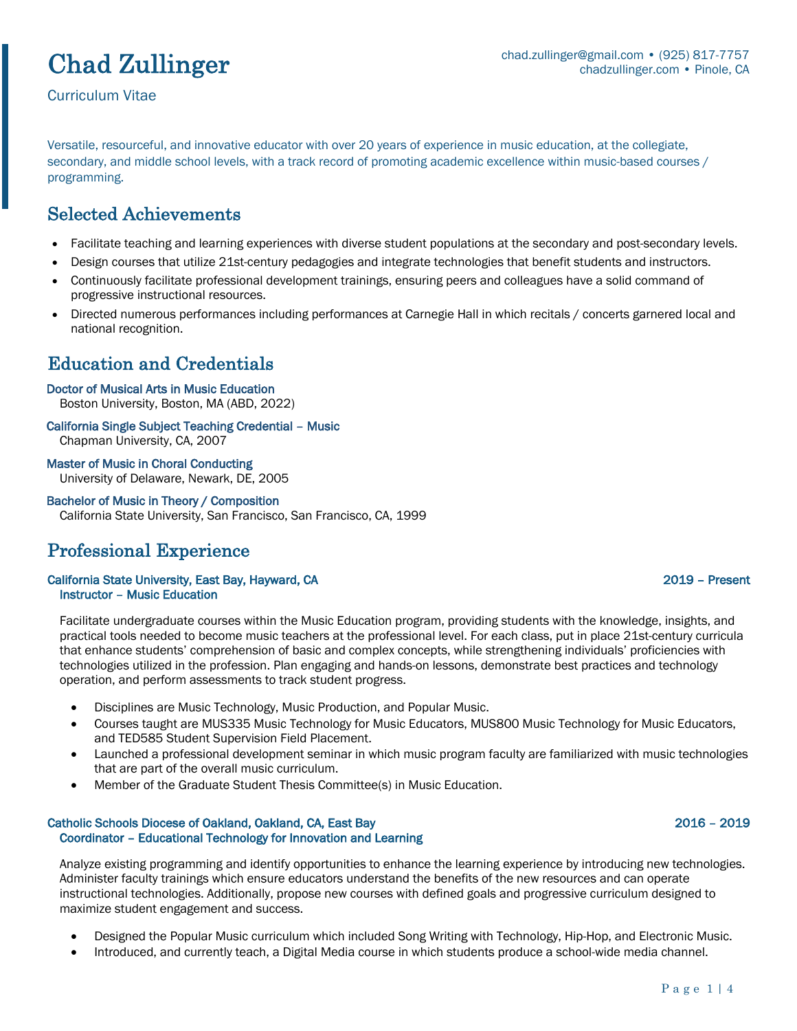# Chad Zullinger

chad.zullinger@gmail.com • (925) 817-7757
chadzullinger.com • Pinole, CA

Curriculum Vitae

Versatile, resourceful, and innovative educator with over 20 years of experience in music education, at the collegiate, secondary, and middle school levels, with a track record of promoting academic excellence within music-based courses / programming.

## Selected Achievements

- Facilitate teaching and learning experiences with diverse student populations at the secondary and post-secondary levels.
- Design courses that utilize 21st-century pedagogies and integrate technologies that benefit students and instructors.
- Continuously facilitate professional development trainings, ensuring peers and colleagues have a solid command of progressive instructional resources.
- Directed numerous performances including performances at Carnegie Hall in which recitals / concerts garnered local and national recognition.

## Education and Credentials

**Doctor of Musical Arts in Music Education**
Boston University, Boston, MA (ABD, 2022)

**California Single Subject Teaching Credential – Music**
Chapman University, CA, 2007

**Master of Music in Choral Conducting**
University of Delaware, Newark, DE, 2005

**Bachelor of Music in Theory / Composition**
California State University, San Francisco, San Francisco, CA, 1999

## Professional Experience

**California State University, East Bay, Hayward, CA** — **2019 – Present**
**Instructor – Music Education**

Facilitate undergraduate courses within the Music Education program, providing students with the knowledge, insights, and practical tools needed to become music teachers at the professional level. For each class, put in place 21st-century curricula that enhance students' comprehension of basic and complex concepts, while strengthening individuals' proficiencies with technologies utilized in the profession. Plan engaging and hands-on lessons, demonstrate best practices and technology operation, and perform assessments to track student progress.

- Disciplines are Music Technology, Music Production, and Popular Music.
- Courses taught are MUS335 Music Technology for Music Educators, MUS800 Music Technology for Music Educators, and TED585 Student Supervision Field Placement.
- Launched a professional development seminar in which music program faculty are familiarized with music technologies that are part of the overall music curriculum.
- Member of the Graduate Student Thesis Committee(s) in Music Education.

**Catholic Schools Diocese of Oakland, Oakland, CA, East Bay** — **2016 – 2019**
**Coordinator – Educational Technology for Innovation and Learning**

Analyze existing programming and identify opportunities to enhance the learning experience by introducing new technologies. Administer faculty trainings which ensure educators understand the benefits of the new resources and can operate instructional technologies. Additionally, propose new courses with defined goals and progressive curriculum designed to maximize student engagement and success.

- Designed the Popular Music curriculum which included Song Writing with Technology, Hip-Hop, and Electronic Music.
- Introduced, and currently teach, a Digital Media course in which students produce a school-wide media channel.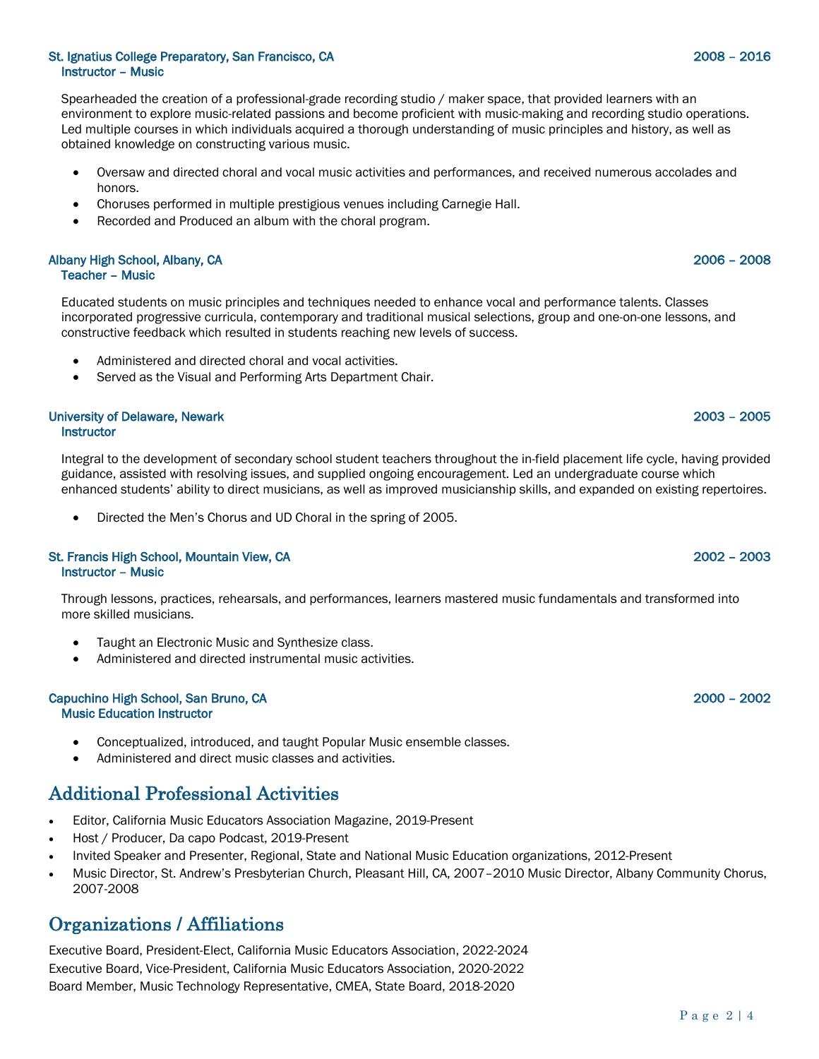**St. Ignatius College Preparatory, San Francisco, CA** 2008 – 2016
**Instructor – Music**

Spearheaded the creation of a professional-grade recording studio / maker space, that provided learners with an environment to explore music-related passions and become proficient with music-making and recording studio operations. Led multiple courses in which individuals acquired a thorough understanding of music principles and history, as well as obtained knowledge on constructing various music.

- Oversaw and directed choral and vocal music activities and performances, and received numerous accolades and honors.
- Choruses performed in multiple prestigious venues including Carnegie Hall.
- Recorded and Produced an album with the choral program.

**Albany High School, Albany, CA** 2006 – 2008
**Teacher – Music**

Educated students on music principles and techniques needed to enhance vocal and performance talents. Classes incorporated progressive curricula, contemporary and traditional musical selections, group and one-on-one lessons, and constructive feedback which resulted in students reaching new levels of success.

- Administered and directed choral and vocal activities.
- Served as the Visual and Performing Arts Department Chair.

**University of Delaware, Newark** 2003 – 2005
**Instructor**

Integral to the development of secondary school student teachers throughout the in-field placement life cycle, having provided guidance, assisted with resolving issues, and supplied ongoing encouragement. Led an undergraduate course which enhanced students' ability to direct musicians, as well as improved musicianship skills, and expanded on existing repertoires.

- Directed the Men's Chorus and UD Choral in the spring of 2005.

**St. Francis High School, Mountain View, CA** 2002 – 2003
**Instructor – Music**

Through lessons, practices, rehearsals, and performances, learners mastered music fundamentals and transformed into more skilled musicians.

- Taught an Electronic Music and Synthesize class.
- Administered and directed instrumental music activities.

**Capuchino High School, San Bruno, CA** 2000 – 2002
**Music Education Instructor**

- Conceptualized, introduced, and taught Popular Music ensemble classes.
- Administered and direct music classes and activities.

## Additional Professional Activities

- Editor, California Music Educators Association Magazine, 2019-Present
- Host / Producer, Da capo Podcast, 2019-Present
- Invited Speaker and Presenter, Regional, State and National Music Education organizations, 2012-Present
- Music Director, St. Andrew's Presbyterian Church, Pleasant Hill, CA, 2007–2010 Music Director, Albany Community Chorus, 2007-2008

## Organizations / Affiliations

Executive Board, President-Elect, California Music Educators Association, 2022-2024
Executive Board, Vice-President, California Music Educators Association, 2020-2022
Board Member, Music Technology Representative, CMEA, State Board, 2018-2020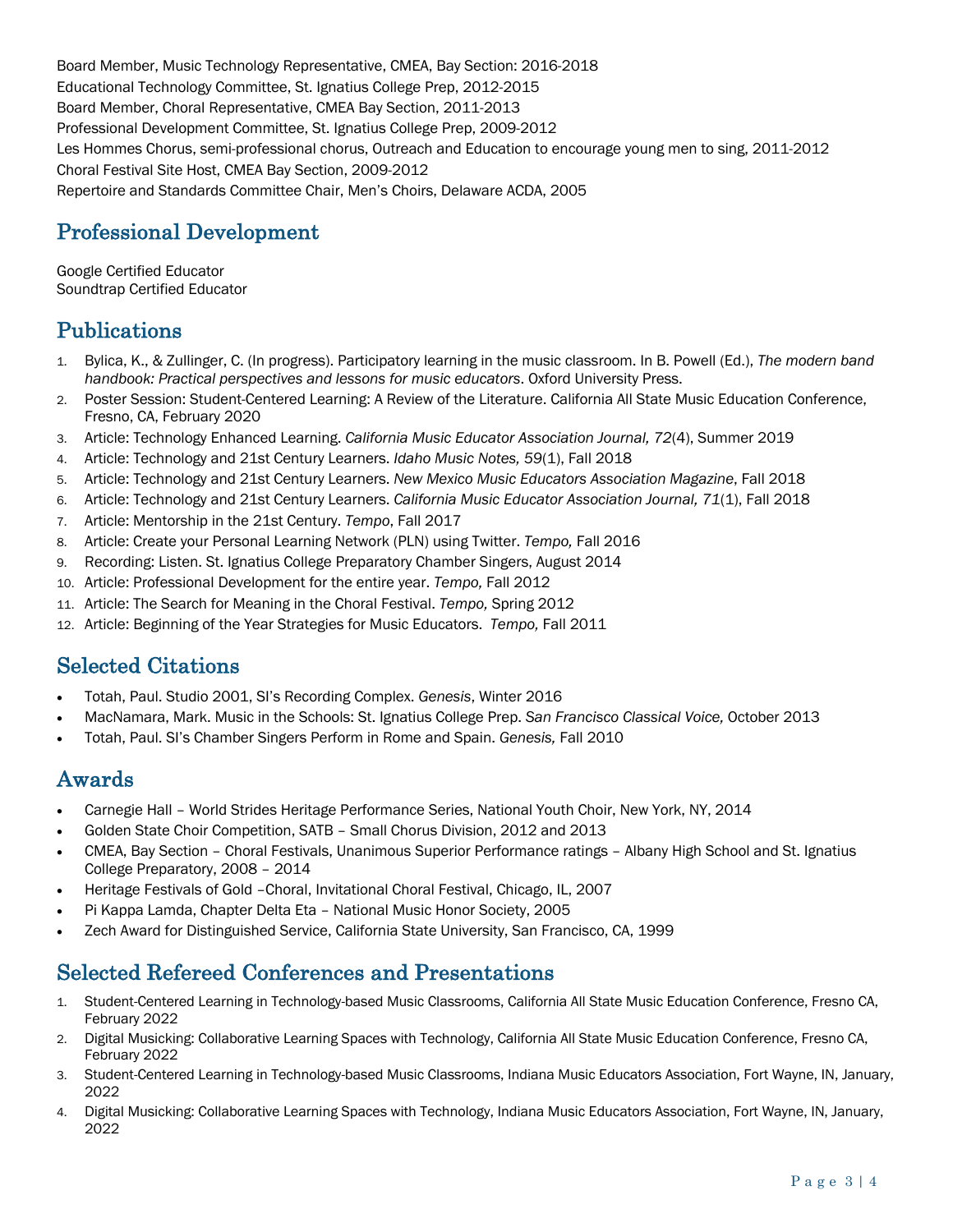Board Member, Music Technology Representative, CMEA, Bay Section: 2016-2018
Educational Technology Committee, St. Ignatius College Prep, 2012-2015
Board Member, Choral Representative, CMEA Bay Section, 2011-2013
Professional Development Committee, St. Ignatius College Prep, 2009-2012
Les Hommes Chorus, semi-professional chorus, Outreach and Education to encourage young men to sing, 2011-2012
Choral Festival Site Host, CMEA Bay Section, 2009-2012
Repertoire and Standards Committee Chair, Men's Choirs, Delaware ACDA, 2005

## Professional Development

Google Certified Educator
Soundtrap Certified Educator

## Publications

1. Bylica, K., & Zullinger, C. (In progress). Participatory learning in the music classroom. In B. Powell (Ed.), *The modern band handbook: Practical perspectives and lessons for music educators*. Oxford University Press.
2. Poster Session: Student-Centered Learning: A Review of the Literature. California All State Music Education Conference, Fresno, CA, February 2020
3. Article: Technology Enhanced Learning. *California Music Educator Association Journal, 72*(4), Summer 2019
4. Article: Technology and 21st Century Learners. *Idaho Music Notes, 59*(1), Fall 2018
5. Article: Technology and 21st Century Learners. *New Mexico Music Educators Association Magazine*, Fall 2018
6. Article: Technology and 21st Century Learners. *California Music Educator Association Journal, 71*(1), Fall 2018
7. Article: Mentorship in the 21st Century. *Tempo*, Fall 2017
8. Article: Create your Personal Learning Network (PLN) using Twitter. *Tempo,* Fall 2016
9. Recording: Listen. St. Ignatius College Preparatory Chamber Singers, August 2014
10. Article: Professional Development for the entire year. *Tempo,* Fall 2012
11. Article: The Search for Meaning in the Choral Festival. *Tempo,* Spring 2012
12. Article: Beginning of the Year Strategies for Music Educators. *Tempo,* Fall 2011

## Selected Citations

- Totah, Paul. Studio 2001, SI's Recording Complex. *Genesis*, Winter 2016
- MacNamara, Mark. Music in the Schools: St. Ignatius College Prep. *San Francisco Classical Voice,* October 2013
- Totah, Paul. SI's Chamber Singers Perform in Rome and Spain. *Genesis,* Fall 2010

## Awards

- Carnegie Hall – World Strides Heritage Performance Series, National Youth Choir, New York, NY, 2014
- Golden State Choir Competition, SATB – Small Chorus Division, 2012 and 2013
- CMEA, Bay Section – Choral Festivals, Unanimous Superior Performance ratings – Albany High School and St. Ignatius College Preparatory, 2008 – 2014
- Heritage Festivals of Gold –Choral, Invitational Choral Festival, Chicago, IL, 2007
- Pi Kappa Lamda, Chapter Delta Eta – National Music Honor Society, 2005
- Zech Award for Distinguished Service, California State University, San Francisco, CA, 1999

## Selected Refereed Conferences and Presentations

1. Student-Centered Learning in Technology-based Music Classrooms, California All State Music Education Conference, Fresno CA, February 2022
2. Digital Musicking: Collaborative Learning Spaces with Technology, California All State Music Education Conference, Fresno CA, February 2022
3. Student-Centered Learning in Technology-based Music Classrooms, Indiana Music Educators Association, Fort Wayne, IN, January, 2022
4. Digital Musicking: Collaborative Learning Spaces with Technology, Indiana Music Educators Association, Fort Wayne, IN, January, 2022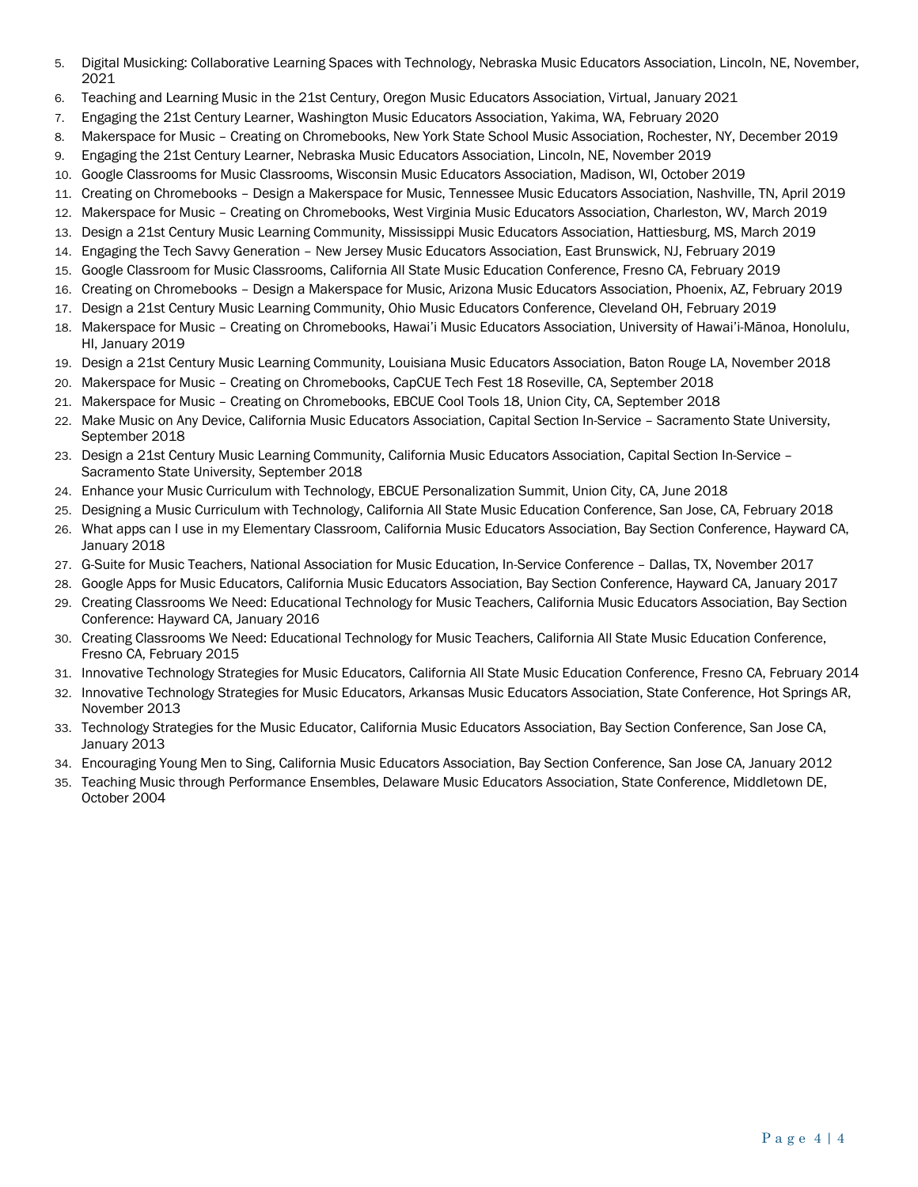5. Digital Musicking: Collaborative Learning Spaces with Technology, Nebraska Music Educators Association, Lincoln, NE, November, 2021
6. Teaching and Learning Music in the 21st Century, Oregon Music Educators Association, Virtual, January 2021
7. Engaging the 21st Century Learner, Washington Music Educators Association, Yakima, WA, February 2020
8. Makerspace for Music – Creating on Chromebooks, New York State School Music Association, Rochester, NY, December 2019
9. Engaging the 21st Century Learner, Nebraska Music Educators Association, Lincoln, NE, November 2019
10. Google Classrooms for Music Classrooms, Wisconsin Music Educators Association, Madison, WI, October 2019
11. Creating on Chromebooks – Design a Makerspace for Music, Tennessee Music Educators Association, Nashville, TN, April 2019
12. Makerspace for Music – Creating on Chromebooks, West Virginia Music Educators Association, Charleston, WV, March 2019
13. Design a 21st Century Music Learning Community, Mississippi Music Educators Association, Hattiesburg, MS, March 2019
14. Engaging the Tech Savvy Generation – New Jersey Music Educators Association, East Brunswick, NJ, February 2019
15. Google Classroom for Music Classrooms, California All State Music Education Conference, Fresno CA, February 2019
16. Creating on Chromebooks – Design a Makerspace for Music, Arizona Music Educators Association, Phoenix, AZ, February 2019
17. Design a 21st Century Music Learning Community, Ohio Music Educators Conference, Cleveland OH, February 2019
18. Makerspace for Music – Creating on Chromebooks, Hawai'i Music Educators Association, University of Hawai'i-Mānoa, Honolulu, HI, January 2019
19. Design a 21st Century Music Learning Community, Louisiana Music Educators Association, Baton Rouge LA, November 2018
20. Makerspace for Music – Creating on Chromebooks, CapCUE Tech Fest 18 Roseville, CA, September 2018
21. Makerspace for Music – Creating on Chromebooks, EBCUE Cool Tools 18, Union City, CA, September 2018
22. Make Music on Any Device, California Music Educators Association, Capital Section In-Service – Sacramento State University, September 2018
23. Design a 21st Century Music Learning Community, California Music Educators Association, Capital Section In-Service – Sacramento State University, September 2018
24. Enhance your Music Curriculum with Technology, EBCUE Personalization Summit, Union City, CA, June 2018
25. Designing a Music Curriculum with Technology, California All State Music Education Conference, San Jose, CA, February 2018
26. What apps can I use in my Elementary Classroom, California Music Educators Association, Bay Section Conference, Hayward CA, January 2018
27. G-Suite for Music Teachers, National Association for Music Education, In-Service Conference – Dallas, TX, November 2017
28. Google Apps for Music Educators, California Music Educators Association, Bay Section Conference, Hayward CA, January 2017
29. Creating Classrooms We Need: Educational Technology for Music Teachers, California Music Educators Association, Bay Section Conference: Hayward CA, January 2016
30. Creating Classrooms We Need: Educational Technology for Music Teachers, California All State Music Education Conference, Fresno CA, February 2015
31. Innovative Technology Strategies for Music Educators, California All State Music Education Conference, Fresno CA, February 2014
32. Innovative Technology Strategies for Music Educators, Arkansas Music Educators Association, State Conference, Hot Springs AR, November 2013
33. Technology Strategies for the Music Educator, California Music Educators Association, Bay Section Conference, San Jose CA, January 2013
34. Encouraging Young Men to Sing, California Music Educators Association, Bay Section Conference, San Jose CA, January 2012
35. Teaching Music through Performance Ensembles, Delaware Music Educators Association, State Conference, Middletown DE, October 2004